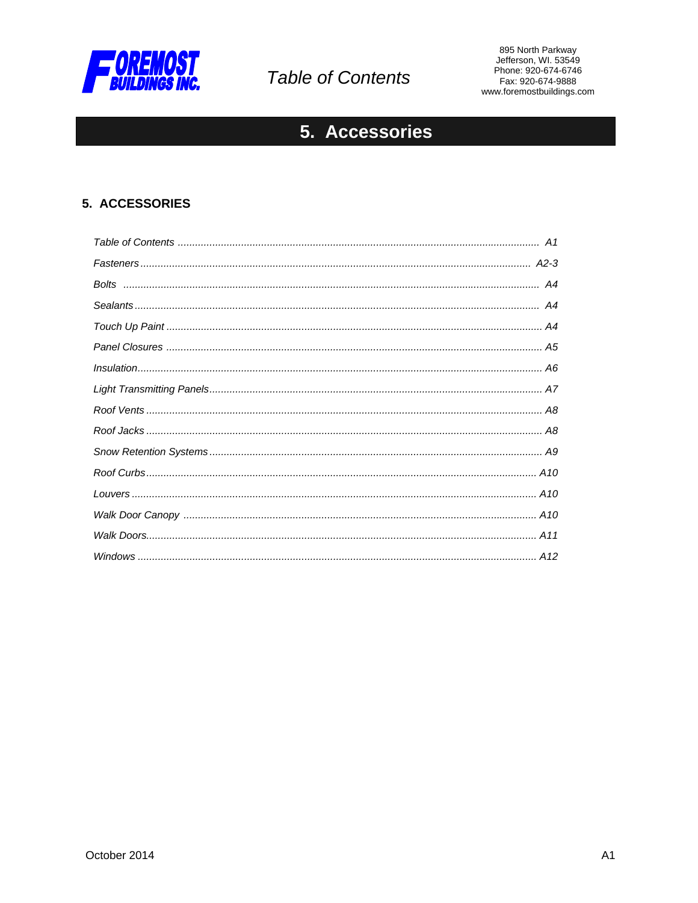**FOREMOST BUILDINGS INC.**

# Table of Contents

895 North Parkway
Jefferson, WI. 53549
Phone: 920-674-6746
Fax: 920-674-9888
www.foremostbuildings.com

## 5. Accessories

### 5. ACCESSORIES

*Table of Contents ........................................ A1*

*Fasteners ........................................ A2-3*

*Bolts ........................................ A4*

*Sealants ........................................ A4*

*Touch Up Paint ........................................ A4*

*Panel Closures ........................................ A5*

*Insulation ........................................ A6*

*Light Transmitting Panels ........................................ A7*

*Roof Vents ........................................ A8*

*Roof Jacks ........................................ A8*

*Snow Retention Systems ........................................ A9*

*Roof Curbs ........................................ A10*

*Louvers ........................................ A10*

*Walk Door Canopy ........................................ A10*

*Walk Doors ........................................ A11*

*Windows ........................................ A12*

October 2014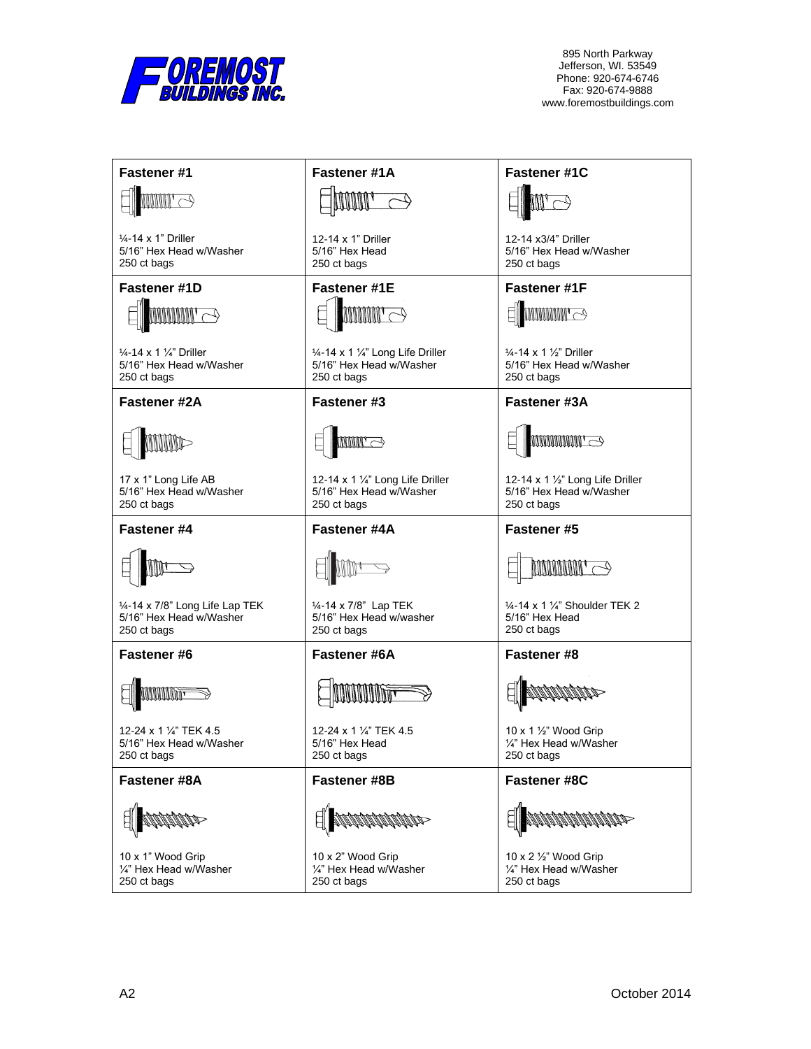**FOREMOST BUILDINGS INC.**

895 North Parkway
Jefferson, WI. 53549
Phone: 920-674-6746
Fax: 920-674-9888
www.foremostbuildings.com

| Fastener #1 | Fastener #1A | Fastener #1C |
|---|---|---|
| ¼-14 x 1" Driller<br>5/16" Hex Head w/Washer<br>250 ct bags | 12-14 x 1" Driller<br>5/16" Hex Head<br>250 ct bags | 12-14 x3/4" Driller<br>5/16" Hex Head w/Washer<br>250 ct bags |
| **Fastener #1D** | **Fastener #1E** | **Fastener #1F** |
| ¼-14 x 1 ¼" Driller<br>5/16" Hex Head w/Washer<br>250 ct bags | ¼-14 x 1 ¼" Long Life Driller<br>5/16" Hex Head w/Washer<br>250 ct bags | ¼-14 x 1 ½" Driller<br>5/16" Hex Head w/Washer<br>250 ct bags |
| **Fastener #2A** | **Fastener #3** | **Fastener #3A** |
| 17 x 1" Long Life AB<br>5/16" Hex Head w/Washer<br>250 ct bags | 12-14 x 1 ¼" Long Life Driller<br>5/16" Hex Head w/Washer<br>250 ct bags | 12-14 x 1 ½" Long Life Driller<br>5/16" Hex Head w/Washer<br>250 ct bags |
| **Fastener #4** | **Fastener #4A** | **Fastener #5** |
| ¼-14 x 7/8" Long Life Lap TEK<br>5/16" Hex Head w/Washer<br>250 ct bags | ¼-14 x 7/8" Lap TEK<br>5/16" Hex Head w/washer<br>250 ct bags | ¼-14 x 1 ¼" Shoulder TEK 2<br>5/16" Hex Head<br>250 ct bags |
| **Fastener #6** | **Fastener #6A** | **Fastener #8** |
| 12-24 x 1 ¼" TEK 4.5<br>5/16" Hex Head w/Washer<br>250 ct bags | 12-24 x 1 ¼" TEK 4.5<br>5/16" Hex Head<br>250 ct bags | 10 x 1 ½" Wood Grip<br>¼" Hex Head w/Washer<br>250 ct bags |
| **Fastener #8A** | **Fastener #8B** | **Fastener #8C** |
| 10 x 1" Wood Grip<br>¼" Hex Head w/Washer<br>250 ct bags | 10 x 2" Wood Grip<br>¼" Hex Head w/Washer<br>250 ct bags | 10 x 2 ½" Wood Grip<br>¼" Hex Head w/Washer<br>250 ct bags |

A2 October 2014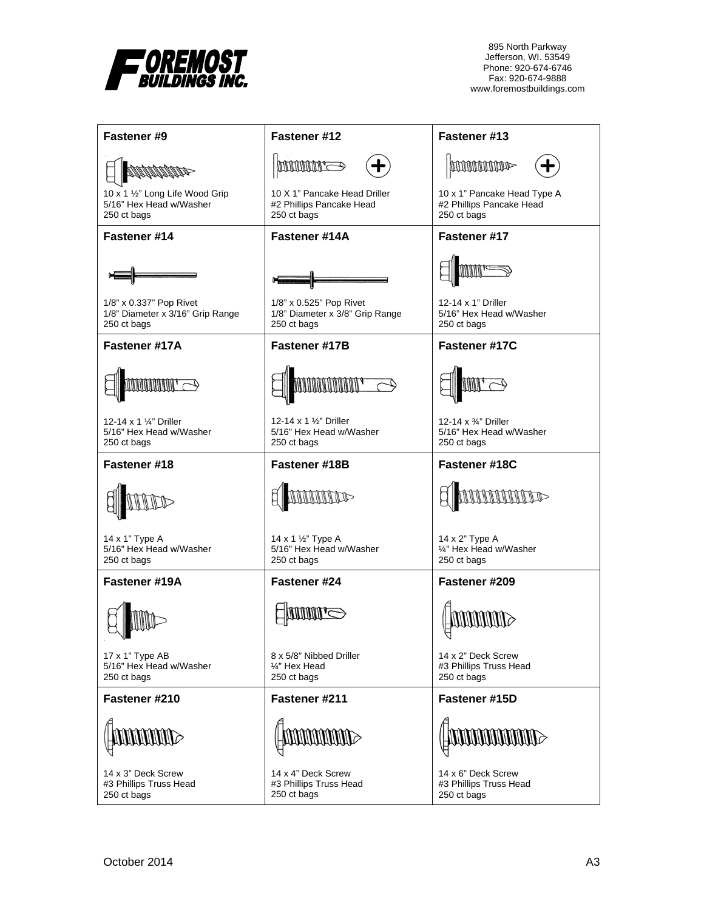**FOREMOST BUILDINGS INC.**

895 North Parkway
Jefferson, WI. 53549
Phone: 920-674-6746
Fax: 920-674-9888
www.foremostbuildings.com

| Fastener #9 | Fastener #12 | Fastener #13 |
|---|---|---|
| 10 x 1 ½" Long Life Wood Grip<br>5/16" Hex Head w/Washer<br>250 ct bags | 10 X 1" Pancake Head Driller<br>#2 Phillips Pancake Head<br>250 ct bags | 10 x 1" Pancake Head Type A<br>#2 Phillips Pancake Head<br>250 ct bags |
| **Fastener #14** | **Fastener #14A** | **Fastener #17** |
| 1/8" x 0.337" Pop Rivet<br>1/8" Diameter x 3/16" Grip Range<br>250 ct bags | 1/8" x 0.525" Pop Rivet<br>1/8" Diameter x 3/8" Grip Range<br>250 ct bags | 12-14 x 1" Driller<br>5/16" Hex Head w/Washer<br>250 ct bags |
| **Fastener #17A** | **Fastener #17B** | **Fastener #17C** |
| 12-14 x 1 ¼" Driller<br>5/16" Hex Head w/Washer<br>250 ct bags | 12-14 x 1 ½" Driller<br>5/16" Hex Head w/Washer<br>250 ct bags | 12-14 x ¾" Driller<br>5/16" Hex Head w/Washer<br>250 ct bags |
| **Fastener #18** | **Fastener #18B** | **Fastener #18C** |
| 14 x 1" Type A<br>5/16" Hex Head w/Washer<br>250 ct bags | 14 x 1 ½" Type A<br>5/16" Hex Head w/Washer<br>250 ct bags | 14 x 2" Type A<br>¼" Hex Head w/Washer<br>250 ct bags |
| **Fastener #19A** | **Fastener #24** | **Fastener #209** |
| 17 x 1" Type AB<br>5/16" Hex Head w/Washer<br>250 ct bags | 8 x 5/8" Nibbed Driller<br>¼" Hex Head<br>250 ct bags | 14 x 2" Deck Screw<br>#3 Phillips Truss Head<br>250 ct bags |
| **Fastener #210** | **Fastener #211** | **Fastener #15D** |
| 14 x 3" Deck Screw<br>#3 Phillips Truss Head<br>250 ct bags | 14 x 4" Deck Screw<br>#3 Phillips Truss Head<br>250 ct bags | 14 x 6" Deck Screw<br>#3 Phillips Truss Head<br>250 ct bags |

October 2014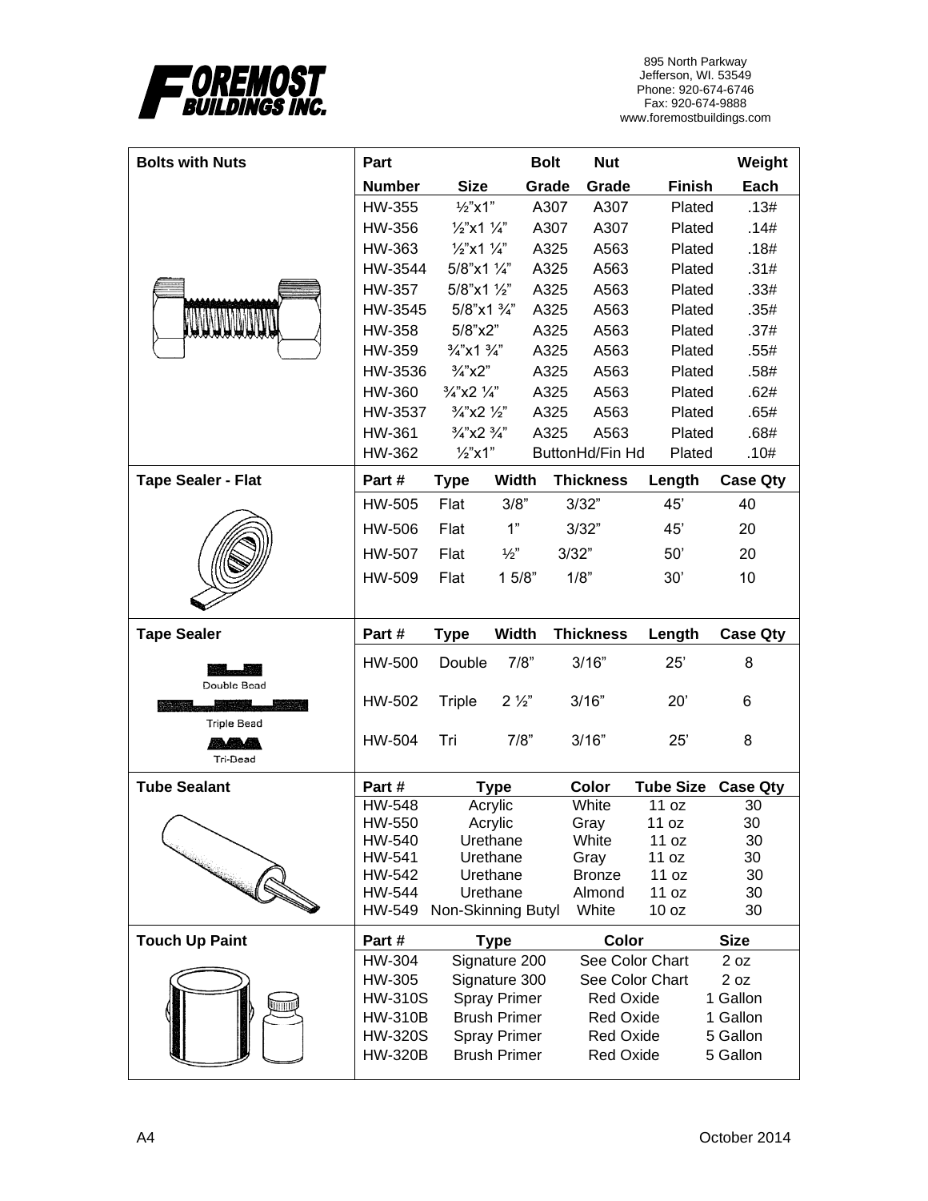**FOREMOST BUILDINGS INC.**

895 North Parkway
Jefferson, WI. 53549
Phone: 920-674-6746
Fax: 920-674-9888
www.foremostbuildings.com

## Bolts with Nuts

| Part Number | Size | Bolt Grade | Nut Grade | Finish | Weight Each |
|---|---|---|---|---|---|
| HW-355 | ½"x1" | A307 | A307 | Plated | .13# |
| HW-356 | ½"x1 ¼" | A307 | A307 | Plated | .14# |
| HW-363 | ½"x1 ¼" | A325 | A563 | Plated | .18# |
| HW-3544 | 5/8"x1 ¼" | A325 | A563 | Plated | .31# |
| HW-357 | 5/8"x1 ½" | A325 | A563 | Plated | .33# |
| HW-3545 | 5/8"x1 ¾" | A325 | A563 | Plated | .35# |
| HW-358 | 5/8"x2" | A325 | A563 | Plated | .37# |
| HW-359 | ¾"x1 ¾" | A325 | A563 | Plated | .55# |
| HW-3536 | ¾"x2" | A325 | A563 | Plated | .58# |
| HW-360 | ¾"x2 ¼" | A325 | A563 | Plated | .62# |
| HW-3537 | ¾"x2 ½" | A325 | A563 | Plated | .65# |
| HW-361 | ¾"x2 ¾" | A325 | A563 | Plated | .68# |
| HW-362 | ½"x1" | ButtonHd/Fin Hd | | Plated | .10# |

## Tape Sealer - Flat

| Part # | Type | Width | Thickness | Length | Case Qty |
|---|---|---|---|---|---|
| HW-505 | Flat | 3/8" | 3/32" | 45' | 40 |
| HW-506 | Flat | 1" | 3/32" | 45' | 20 |
| HW-507 | Flat | ½" | 3/32" | 50' | 20 |
| HW-509 | Flat | 1 5/8" | 1/8" | 30' | 10 |

## Tape Sealer

Double Bead
Triple Bead
Tri-Bead

| Part # | Type | Width | Thickness | Length | Case Qty |
|---|---|---|---|---|---|
| HW-500 | Double | 7/8" | 3/16" | 25' | 8 |
| HW-502 | Triple | 2 ½" | 3/16" | 20' | 6 |
| HW-504 | Tri | 7/8" | 3/16" | 25' | 8 |

## Tube Sealant

| Part # | Type | Color | Tube Size | Case Qty |
|---|---|---|---|---|
| HW-548 | Acrylic | White | 11 oz | 30 |
| HW-550 | Acrylic | Gray | 11 oz | 30 |
| HW-540 | Urethane | White | 11 oz | 30 |
| HW-541 | Urethane | Gray | 11 oz | 30 |
| HW-542 | Urethane | Bronze | 11 oz | 30 |
| HW-544 | Urethane | Almond | 11 oz | 30 |
| HW-549 | Non-Skinning Butyl | White | 10 oz | 30 |

## Touch Up Paint

| Part # | Type | Color | Size |
|---|---|---|---|
| HW-304 | Signature 200 | See Color Chart | 2 oz |
| HW-305 | Signature 300 | See Color Chart | 2 oz |
| HW-310S | Spray Primer | Red Oxide | 1 Gallon |
| HW-310B | Brush Primer | Red Oxide | 1 Gallon |
| HW-320S | Spray Primer | Red Oxide | 5 Gallon |
| HW-320B | Brush Primer | Red Oxide | 5 Gallon |

A4 October 2014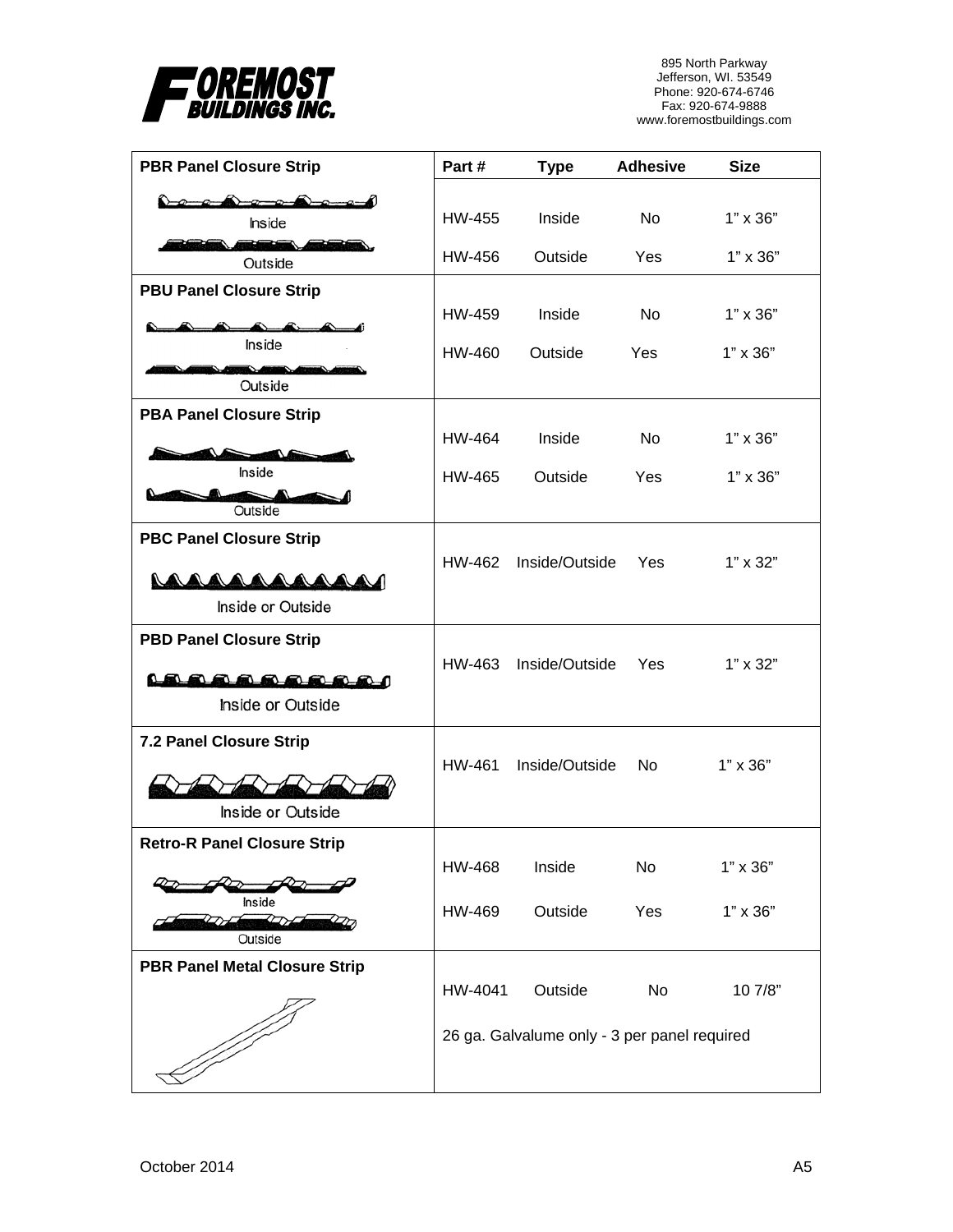**FOREMOST BUILDINGS INC.**

895 North Parkway
Jefferson, WI. 53549
Phone: 920-674-6746
Fax: 920-674-9888
www.foremostbuildings.com

| PBR Panel Closure Strip | Part # | Type | Adhesive | Size |
|---|---|---|---|---|
| Inside | HW-455 | Inside | No | 1" x 36" |
| Outside | HW-456 | Outside | Yes | 1" x 36" |
| **PBU Panel Closure Strip** | | | | |
| Inside | HW-459 | Inside | No | 1" x 36" |
| Outside | HW-460 | Outside | Yes | 1" x 36" |
| **PBA Panel Closure Strip** | | | | |
| Inside | HW-464 | Inside | No | 1" x 36" |
| Outside | HW-465 | Outside | Yes | 1" x 36" |
| **PBC Panel Closure Strip** | | | | |
| Inside or Outside | HW-462 | Inside/Outside | Yes | 1" x 32" |
| **PBD Panel Closure Strip** | | | | |
| Inside or Outside | HW-463 | Inside/Outside | Yes | 1" x 32" |
| **7.2 Panel Closure Strip** | | | | |
| Inside or Outside | HW-461 | Inside/Outside | No | 1" x 36" |
| **Retro-R Panel Closure Strip** | | | | |
| Inside | HW-468 | Inside | No | 1" x 36" |
| Outside | HW-469 | Outside | Yes | 1" x 36" |
| **PBR Panel Metal Closure Strip** | HW-4041 | Outside | No | 10 7/8" |
| | 26 ga. Galvalume only - 3 per panel required | | | |

October 2014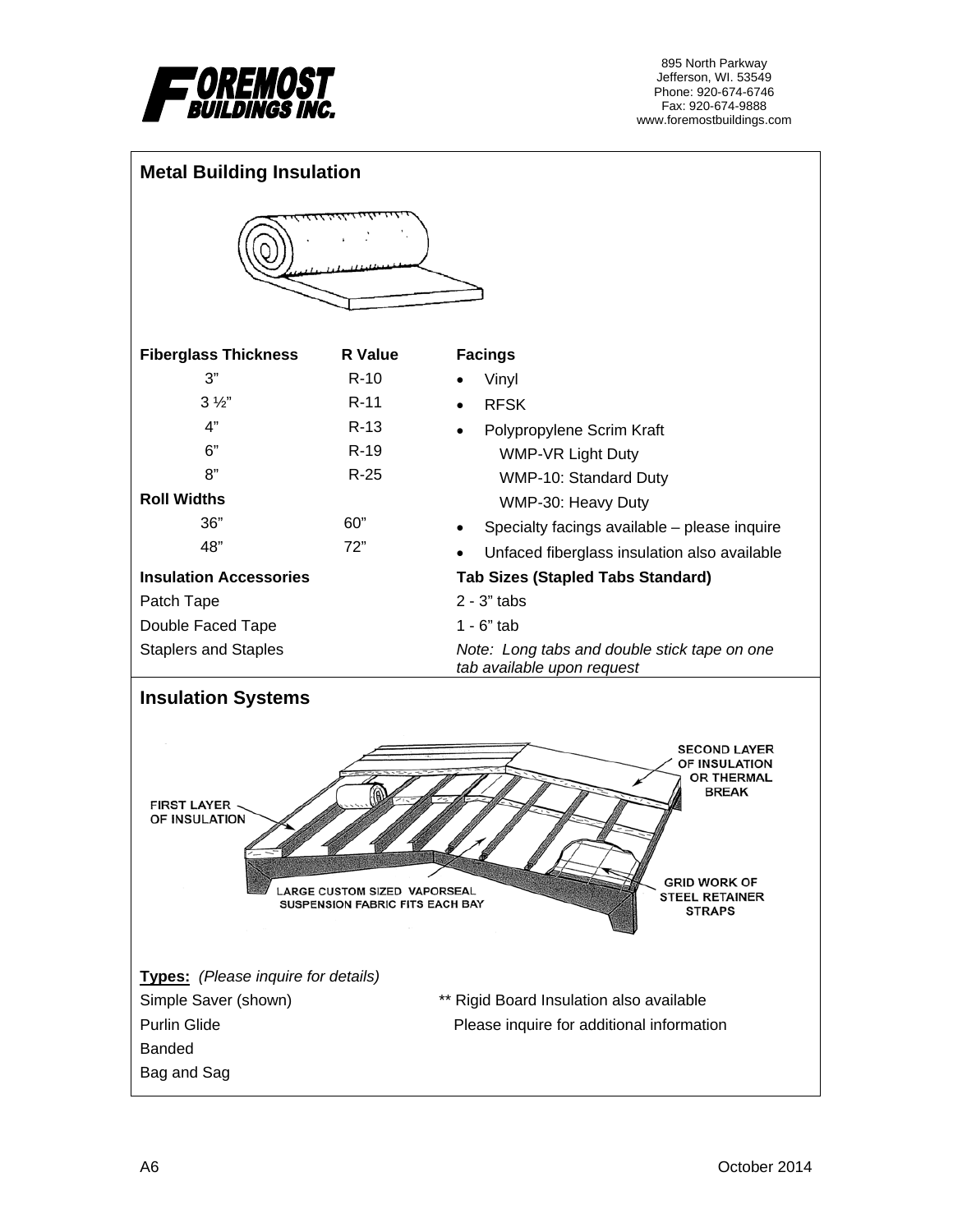**FOREMOST BUILDINGS INC.**

895 North Parkway
Jefferson, WI. 53549
Phone: 920-674-6746
Fax: 920-674-9888
www.foremostbuildings.com

## Metal Building Insulation

| Fiberglass Thickness | R Value |
|---|---|
| 3" | R-10 |
| 3 ½" | R-11 |
| 4" | R-13 |
| 6" | R-19 |
| 8" | R-25 |

**Roll Widths**

| | |
|---|---|
| 36" | 60" |
| 48" | 72" |

**Facings**

- Vinyl
- RFSK
- Polypropylene Scrim Kraft
  - WMP-VR Light Duty
  - WMP-10: Standard Duty
  - WMP-30: Heavy Duty
- Specialty facings available – please inquire
- Unfaced fiberglass insulation also available

**Insulation Accessories**

Patch Tape
Double Faced Tape
Staplers and Staples

**Tab Sizes (Stapled Tabs Standard)**

2 - 3" tabs
1 - 6" tab

*Note: Long tabs and double stick tape on one tab available upon request*

## Insulation Systems

FIRST LAYER OF INSULATION

SECOND LAYER OF INSULATION OR THERMAL BREAK

LARGE CUSTOM SIZED VAPORSEAL SUSPENSION FABRIC FITS EACH BAY

GRID WORK OF STEEL RETAINER STRAPS

**Types:** *(Please inquire for details)*

Simple Saver (shown)
Purlin Glide
Banded
Bag and Sag

** Rigid Board Insulation also available
Please inquire for additional information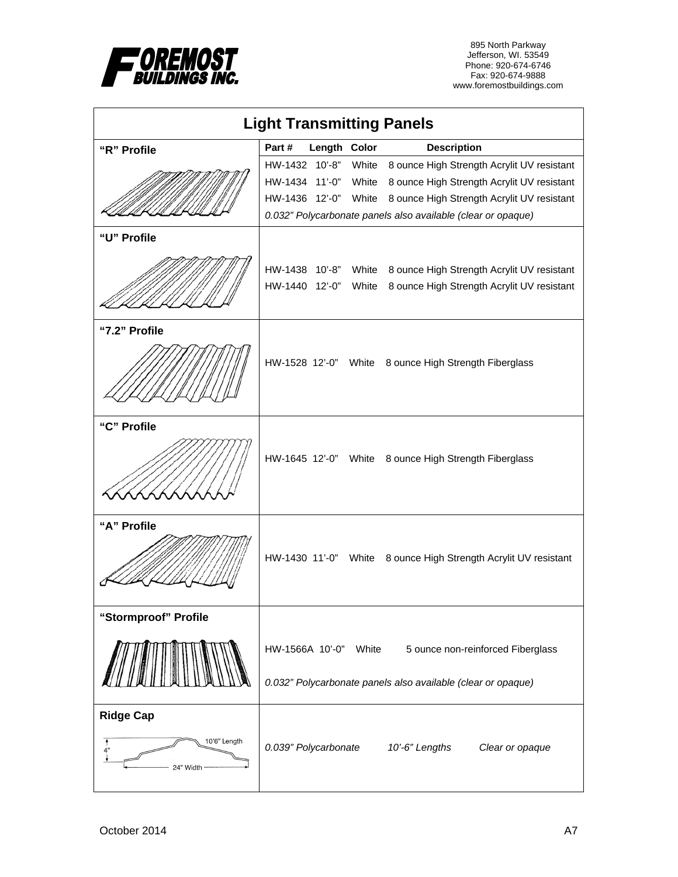Foremost Buildings Inc.

895 North Parkway
Jefferson, WI. 53549
Phone: 920-674-6746
Fax: 920-674-9888
www.foremostbuildings.com

# Light Transmitting Panels

| Profile | Part # | Length | Color | Description |
|---|---|---|---|---|
| "R" Profile | HW-1432 | 10'-8" | White | 8 ounce High Strength Acrylit UV resistant |
| | HW-1434 | 11'-0" | White | 8 ounce High Strength Acrylit UV resistant |
| | HW-1436 | 12'-0" | White | 8 ounce High Strength Acrylit UV resistant |
| | *0.032" Polycarbonate panels also available (clear or opaque)* | | | |
| "U" Profile | HW-1438 | 10'-8" | White | 8 ounce High Strength Acrylit UV resistant |
| | HW-1440 | 12'-0" | White | 8 ounce High Strength Acrylit UV resistant |
| "7.2" Profile | HW-1528 | 12'-0" | White | 8 ounce High Strength Fiberglass |
| "C" Profile | HW-1645 | 12'-0" | White | 8 ounce High Strength Fiberglass |
| "A" Profile | HW-1430 | 11'-0" | White | 8 ounce High Strength Acrylit UV resistant |
| "Stormproof" Profile | HW-1566A | 10'-0" | White | 5 ounce non-reinforced Fiberglass |
| | *0.032" Polycarbonate panels also available (clear or opaque)* | | | |
| Ridge Cap (10'6" Length, 4", 24" Width) | *0.039" Polycarbonate* | *10'-6" Lengths* | *Clear or opaque* | |

October 2014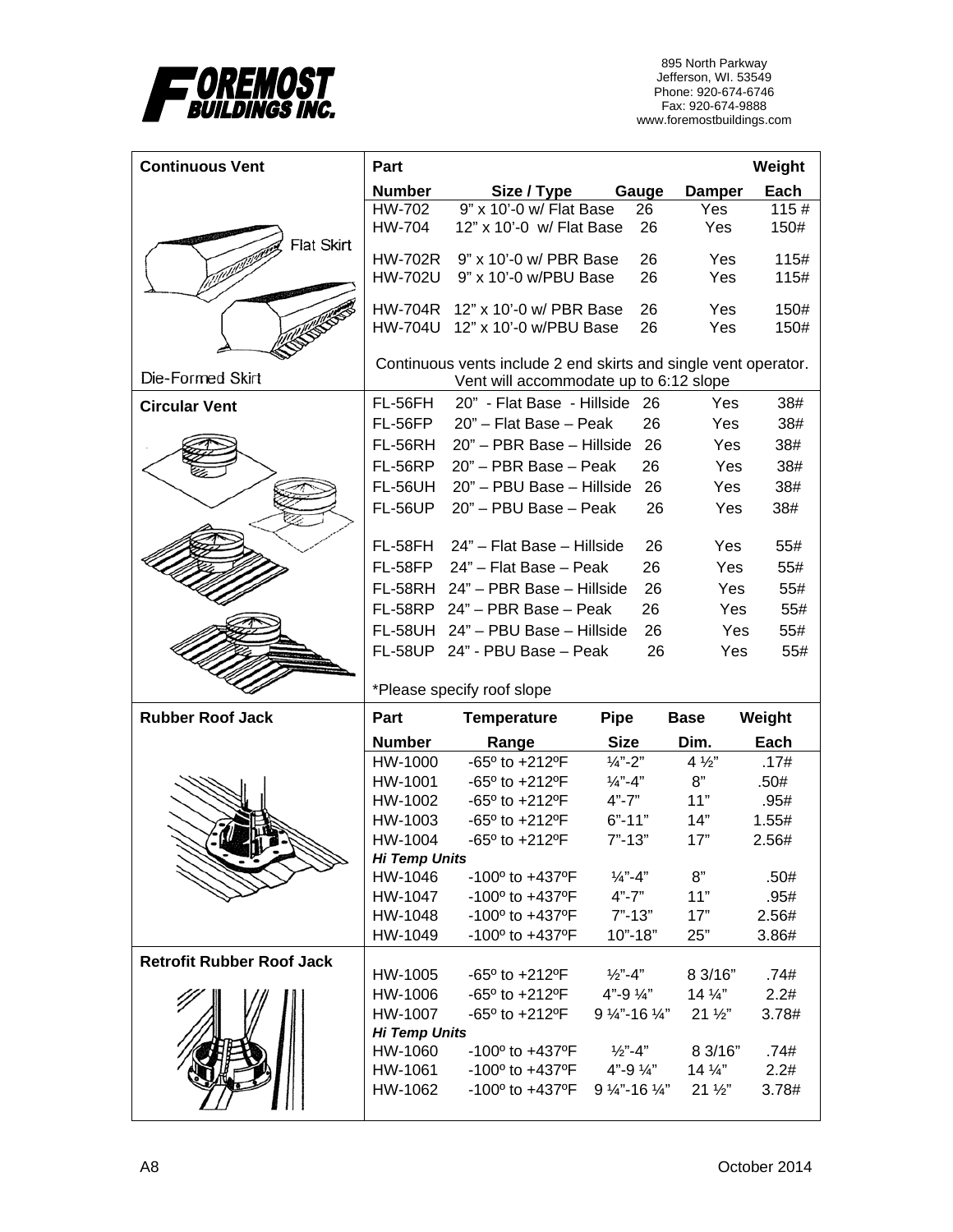Foremost Buildings Inc.

895 North Parkway
Jefferson, WI. 53549
Phone: 920-674-6746
Fax: 920-674-9888
www.foremostbuildings.com

## Continuous Vent

Flat Skirt

Die-Formed Skirt

| Part Number | Size / Type | Gauge | Damper | Weight Each |
|---|---|---|---|---|
| HW-702 | 9" x 10'-0 w/ Flat Base | 26 | Yes | 115 # |
| HW-704 | 12" x 10'-0 w/ Flat Base | 26 | Yes | 150# |
| HW-702R | 9" x 10'-0 w/ PBR Base | 26 | Yes | 115# |
| HW-702U | 9" x 10'-0 w/PBU Base | 26 | Yes | 115# |
| HW-704R | 12" x 10'-0 w/ PBR Base | 26 | Yes | 150# |
| HW-704U | 12" x 10'-0 w/PBU Base | 26 | Yes | 150# |

Continuous vents include 2 end skirts and single vent operator. Vent will accommodate up to 6:12 slope

## Circular Vent

| Part Number | Size / Type | Gauge | Damper | Weight Each |
|---|---|---|---|---|
| FL-56FH | 20" - Flat Base - Hillside | 26 | Yes | 38# |
| FL-56FP | 20" – Flat Base – Peak | 26 | Yes | 38# |
| FL-56RH | 20" – PBR Base – Hillside | 26 | Yes | 38# |
| FL-56RP | 20" – PBR Base – Peak | 26 | Yes | 38# |
| FL-56UH | 20" – PBU Base – Hillside | 26 | Yes | 38# |
| FL-56UP | 20" – PBU Base – Peak | 26 | Yes | 38# |
| FL-58FH | 24" – Flat Base – Hillside | 26 | Yes | 55# |
| FL-58FP | 24" – Flat Base – Peak | 26 | Yes | 55# |
| FL-58RH | 24" – PBR Base – Hillside | 26 | Yes | 55# |
| FL-58RP | 24" – PBR Base – Peak | 26 | Yes | 55# |
| FL-58UH | 24" – PBU Base – Hillside | 26 | Yes | 55# |
| FL-58UP | 24" - PBU Base – Peak | 26 | Yes | 55# |

*Please specify roof slope

## Rubber Roof Jack

| Part Number | Temperature Range | Pipe Size | Base Dim. | Weight Each |
|---|---|---|---|---|
| HW-1000 | -65º to +212ºF | ¼"-2" | 4 ½" | .17# |
| HW-1001 | -65º to +212ºF | ¼"-4" | 8" | .50# |
| HW-1002 | -65º to +212ºF | 4"-7" | 11" | .95# |
| HW-1003 | -65º to +212ºF | 6"-11" | 14" | 1.55# |
| HW-1004 | -65º to +212ºF | 7"-13" | 17" | 2.56# |
| ***Hi Temp Units*** | | | | |
| HW-1046 | -100º to +437ºF | ¼"-4" | 8" | .50# |
| HW-1047 | -100º to +437ºF | 4"-7" | 11" | .95# |
| HW-1048 | -100º to +437ºF | 7"-13" | 17" | 2.56# |
| HW-1049 | -100º to +437ºF | 10"-18" | 25" | 3.86# |

## Retrofit Rubber Roof Jack

| Part Number | Temperature Range | Pipe Size | Base Dim. | Weight Each |
|---|---|---|---|---|
| HW-1005 | -65º to +212ºF | ½"-4" | 8 3/16" | .74# |
| HW-1006 | -65º to +212ºF | 4"-9 ¼" | 14 ¼" | 2.2# |
| HW-1007 | -65º to +212ºF | 9 ¼"-16 ¼" | 21 ½" | 3.78# |
| ***Hi Temp Units*** | | | | |
| HW-1060 | -100º to +437ºF | ½"-4" | 8 3/16" | .74# |
| HW-1061 | -100º to +437ºF | 4"-9 ¼" | 14 ¼" | 2.2# |
| HW-1062 | -100º to +437ºF | 9 ¼"-16 ¼" | 21 ½" | 3.78# |

A8 October 2014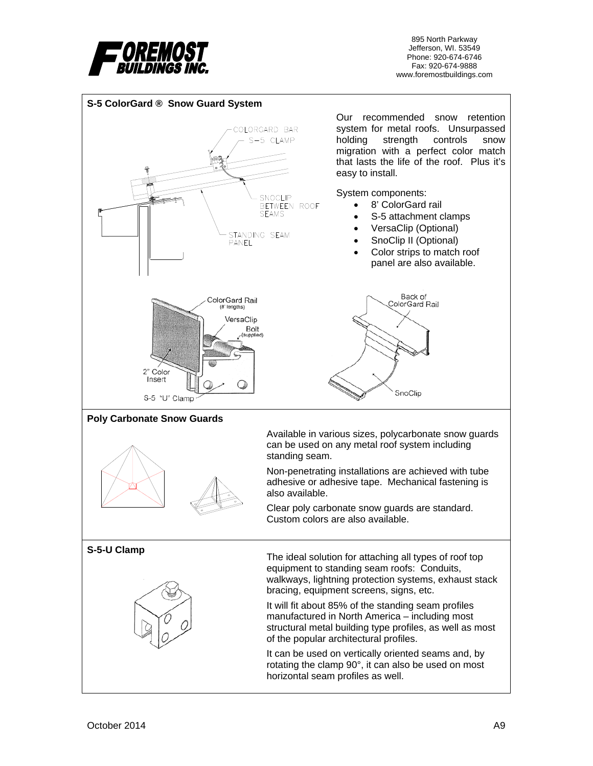## S-5 ColorGard ® Snow Guard System

Our recommended snow retention system for metal roofs. Unsurpassed holding strength controls snow migration with a perfect color match that lasts the life of the roof. Plus it's easy to install.

System components:

- 8' ColorGard rail
- S-5 attachment clamps
- VersaClip (Optional)
- SnoClip II (Optional)
- Color strips to match roof panel are also available.

## Poly Carbonate Snow Guards

Available in various sizes, polycarbonate snow guards can be used on any metal roof system including standing seam.

Non-penetrating installations are achieved with tube adhesive or adhesive tape. Mechanical fastening is also available.

Clear poly carbonate snow guards are standard. Custom colors are also available.

## S-5-U Clamp

The ideal solution for attaching all types of roof top equipment to standing seam roofs: Conduits, walkways, lightning protection systems, exhaust stack bracing, equipment screens, signs, etc.

It will fit about 85% of the standing seam profiles manufactured in North America – including most structural metal building type profiles, as well as most of the popular architectural profiles.

It can be used on vertically oriented seams and, by rotating the clamp 90°, it can also be used on most horizontal seam profiles as well.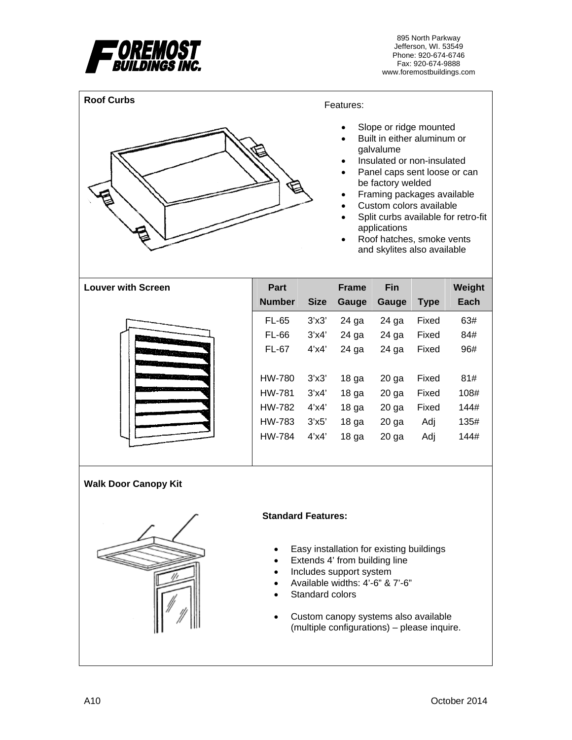# FOREMOST BUILDINGS INC.

895 North Parkway
Jefferson, WI. 53549
Phone: 920-674-6746
Fax: 920-674-9888
www.foremostbuildings.com

## Roof Curbs

Features:

- Slope or ridge mounted
- Built in either aluminum or galvalume
- Insulated or non-insulated
- Panel caps sent loose or can be factory welded
- Framing packages available
- Custom colors available
- Split curbs available for retro-fit applications
- Roof hatches, smoke vents and skylites also available

## Louver with Screen

| Part Number | Size | Frame Gauge | Fin Gauge | Type | Weight Each |
|---|---|---|---|---|---|
| FL-65 | 3'x3' | 24 ga | 24 ga | Fixed | 63# |
| FL-66 | 3'x4' | 24 ga | 24 ga | Fixed | 84# |
| FL-67 | 4'x4' | 24 ga | 24 ga | Fixed | 96# |
| HW-780 | 3'x3' | 18 ga | 20 ga | Fixed | 81# |
| HW-781 | 3'x4' | 18 ga | 20 ga | Fixed | 108# |
| HW-782 | 4'x4' | 18 ga | 20 ga | Fixed | 144# |
| HW-783 | 3'x5' | 18 ga | 20 ga | Adj | 135# |
| HW-784 | 4'x4' | 18 ga | 20 ga | Adj | 144# |

## Walk Door Canopy Kit

**Standard Features:**

- Easy installation for existing buildings
- Extends 4' from building line
- Includes support system
- Available widths: 4'-6" & 7'-6"
- Standard colors

- Custom canopy systems also available (multiple configurations) – please inquire.

A10 October 2014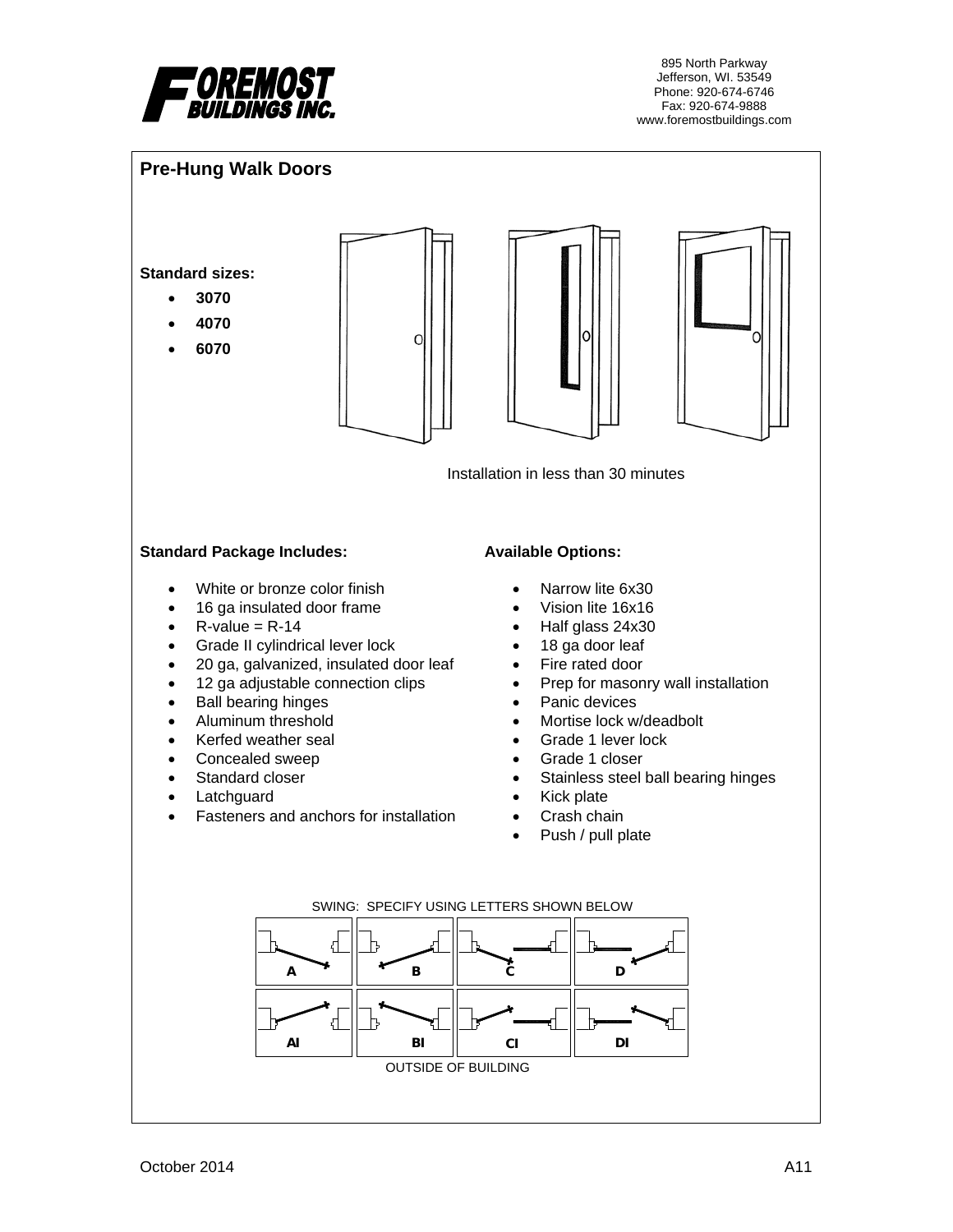895 North Parkway
Jefferson, WI. 53549
Phone: 920-674-6746
Fax: 920-674-9888
www.foremostbuildings.com

## Pre-Hung Walk Doors

**Standard sizes:**

- **3070**
- **4070**
- **6070**

Installation in less than 30 minutes

**Standard Package Includes:**

- White or bronze color finish
- 16 ga insulated door frame
- R-value = R-14
- Grade II cylindrical lever lock
- 20 ga, galvanized, insulated door leaf
- 12 ga adjustable connection clips
- Ball bearing hinges
- Aluminum threshold
- Kerfed weather seal
- Concealed sweep
- Standard closer
- Latchguard
- Fasteners and anchors for installation

**Available Options:**

- Narrow lite 6x30
- Vision lite 16x16
- Half glass 24x30
- 18 ga door leaf
- Fire rated door
- Prep for masonry wall installation
- Panic devices
- Mortise lock w/deadbolt
- Grade 1 lever lock
- Grade 1 closer
- Stainless steel ball bearing hinges
- Kick plate
- Crash chain
- Push / pull plate

SWING: SPECIFY USING LETTERS SHOWN BELOW

| A | B | C | D |
|---|---|---|---|
| AI | BI | CI | DI |

OUTSIDE OF BUILDING

October 2014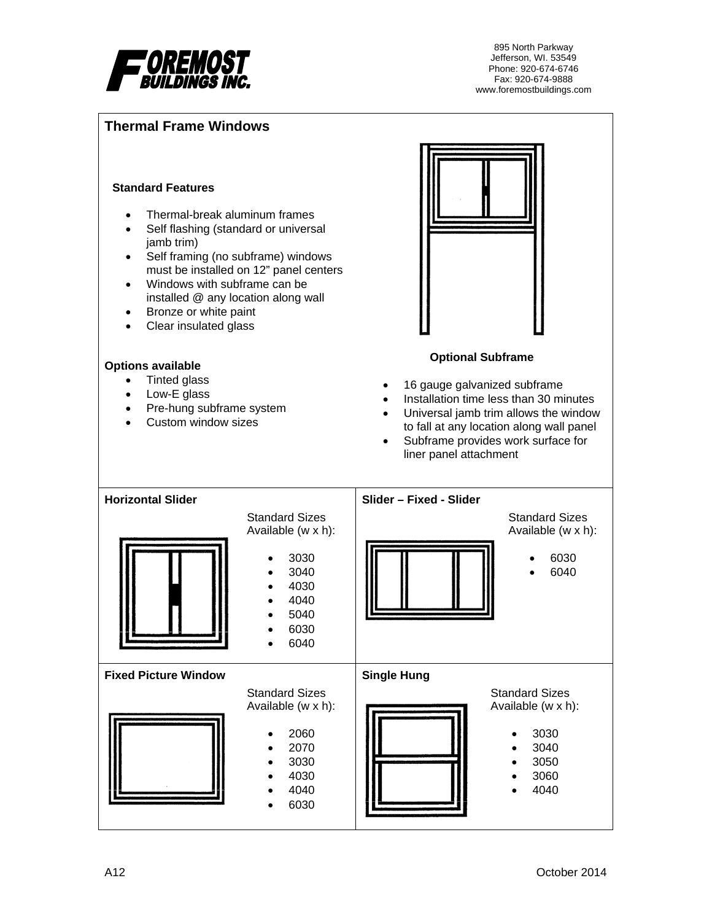895 North Parkway
Jefferson, WI. 53549
Phone: 920-674-6746
Fax: 920-674-9888
www.foremostbuildings.com

## Thermal Frame Windows

### Standard Features

- Thermal-break aluminum frames
- Self flashing (standard or universal jamb trim)
- Self framing (no subframe) windows must be installed on 12" panel centers
- Windows with subframe can be installed @ any location along wall
- Bronze or white paint
- Clear insulated glass

### Options available

- Tinted glass
- Low-E glass
- Pre-hung subframe system
- Custom window sizes

### Optional Subframe

- 16 gauge galvanized subframe
- Installation time less than 30 minutes
- Universal jamb trim allows the window to fall at any location along wall panel
- Subframe provides work surface for liner panel attachment

### Horizontal Slider

Standard Sizes Available (w x h):

- 3030
- 3040
- 4030
- 4040
- 5040
- 6030
- 6040

### Slider – Fixed - Slider

Standard Sizes Available (w x h):

- 6030
- 6040

### Fixed Picture Window

Standard Sizes Available (w x h):

- 2060
- 2070
- 3030
- 4030
- 4040
- 6030

### Single Hung

Standard Sizes Available (w x h):

- 3030
- 3040
- 3050
- 3060
- 4040

A12 October 2014